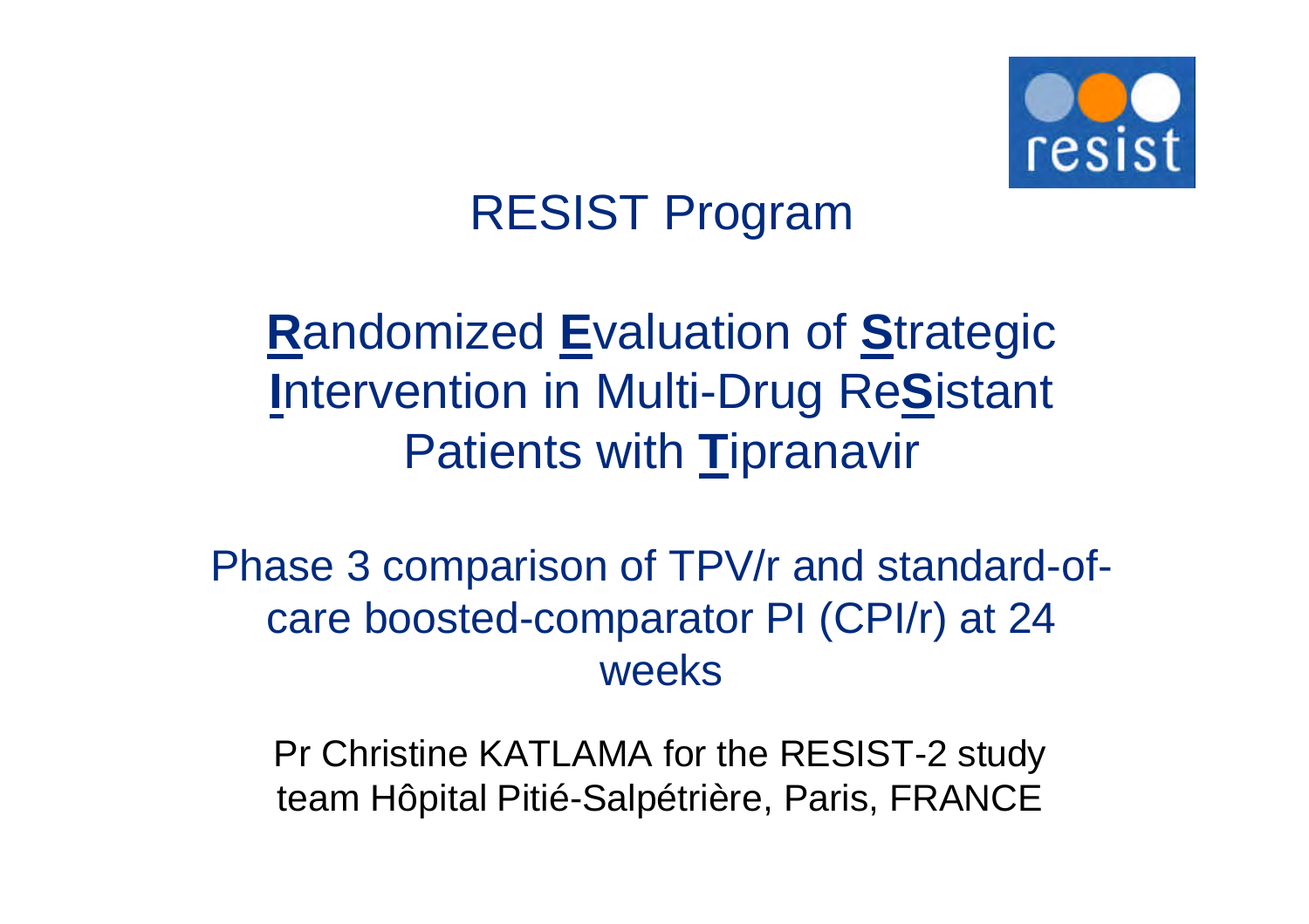resist

# RESIST Program

## **R**andomized **E**valuation of **S**trategic **I**ntervention in Multi-Drug Re**S**istant Patients with **T**ipranavir

Phase 3 comparison of TPV/r and standard-of-care boosted-comparator PI (CPI/r) at 24 weeks

Pr Christine KATLAMA for the RESIST-2 study team Hôpital Pitié-Salpétrière, Paris, FRANCE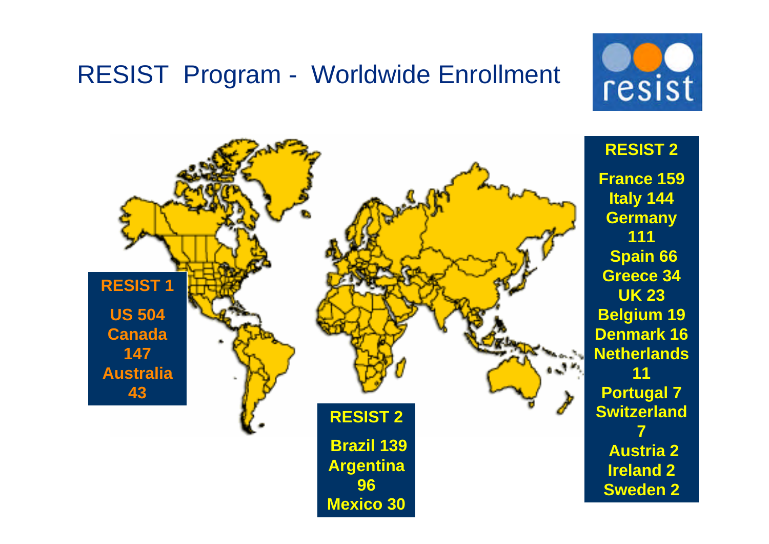# RESIST Program - Worldwide Enrollment

**RESIST 1**

- US 504
- Canada 147
- Australia 43

**RESIST 2**

- Brazil 139
- Argentina 96
- Mexico 30

**RESIST 2**

- France 159
- Italy 144
- Germany 111
- Spain 66
- Greece 34
- UK 23
- Belgium 19
- Denmark 16
- Netherlands 11
- Portugal 7
- Switzerland 7
- Austria 2
- Ireland 2
- Sweden 2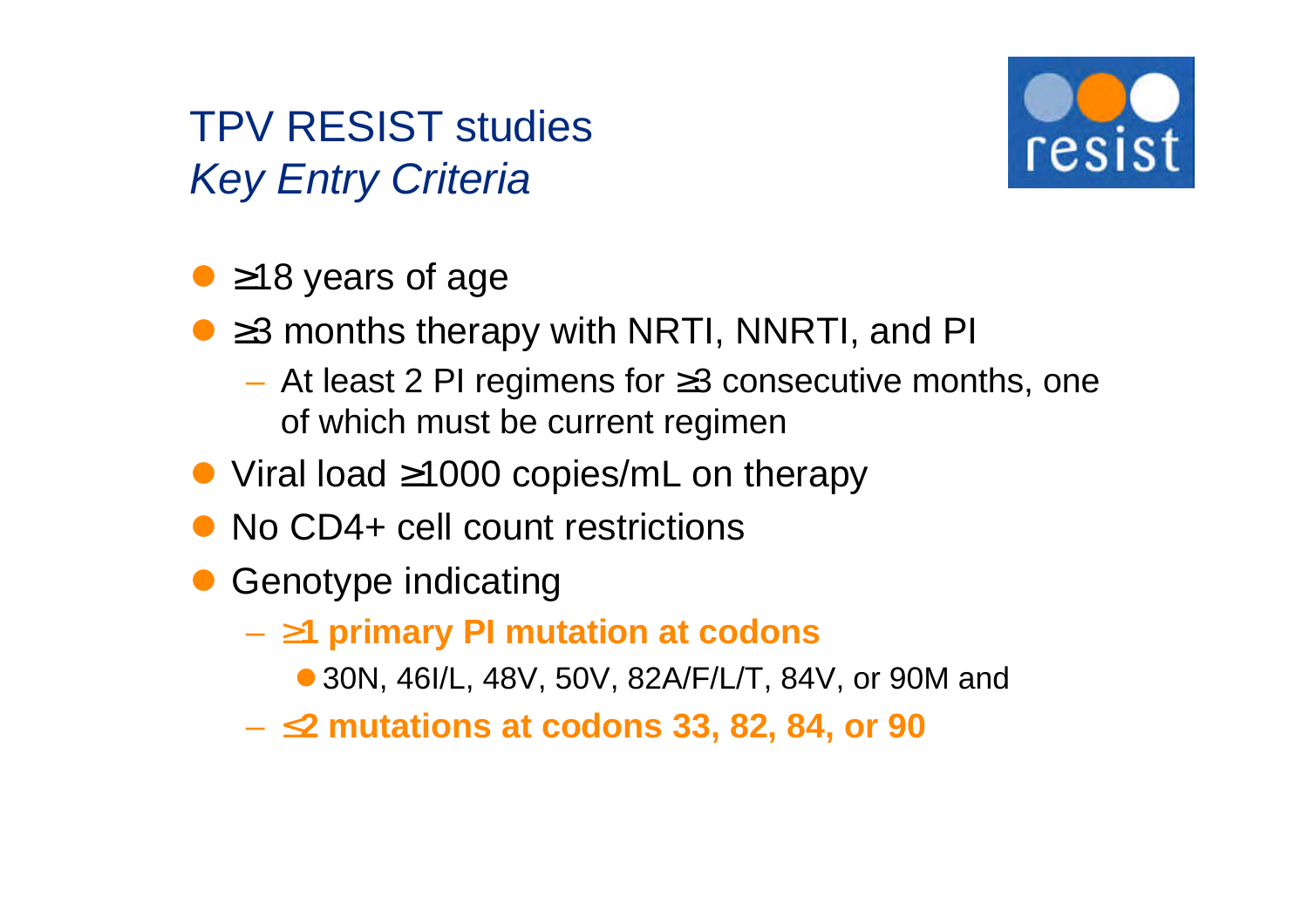# TPV RESIST studies

## *Key Entry Criteria*

resist

- ≥18 years of age
- ≥3 months therapy with NRTI, NNRTI, and PI
  - At least 2 PI regimens for ≥3 consecutive months, one of which must be current regimen
- Viral load ≥1000 copies/mL on therapy
- No CD4+ cell count restrictions
- Genotype indicating
  - **≥1 primary PI mutation at codons**
    - 30N, 46I/L, 48V, 50V, 82A/F/L/T, 84V, or 90M and
  - **≤2 mutations at codons 33, 82, 84, or 90**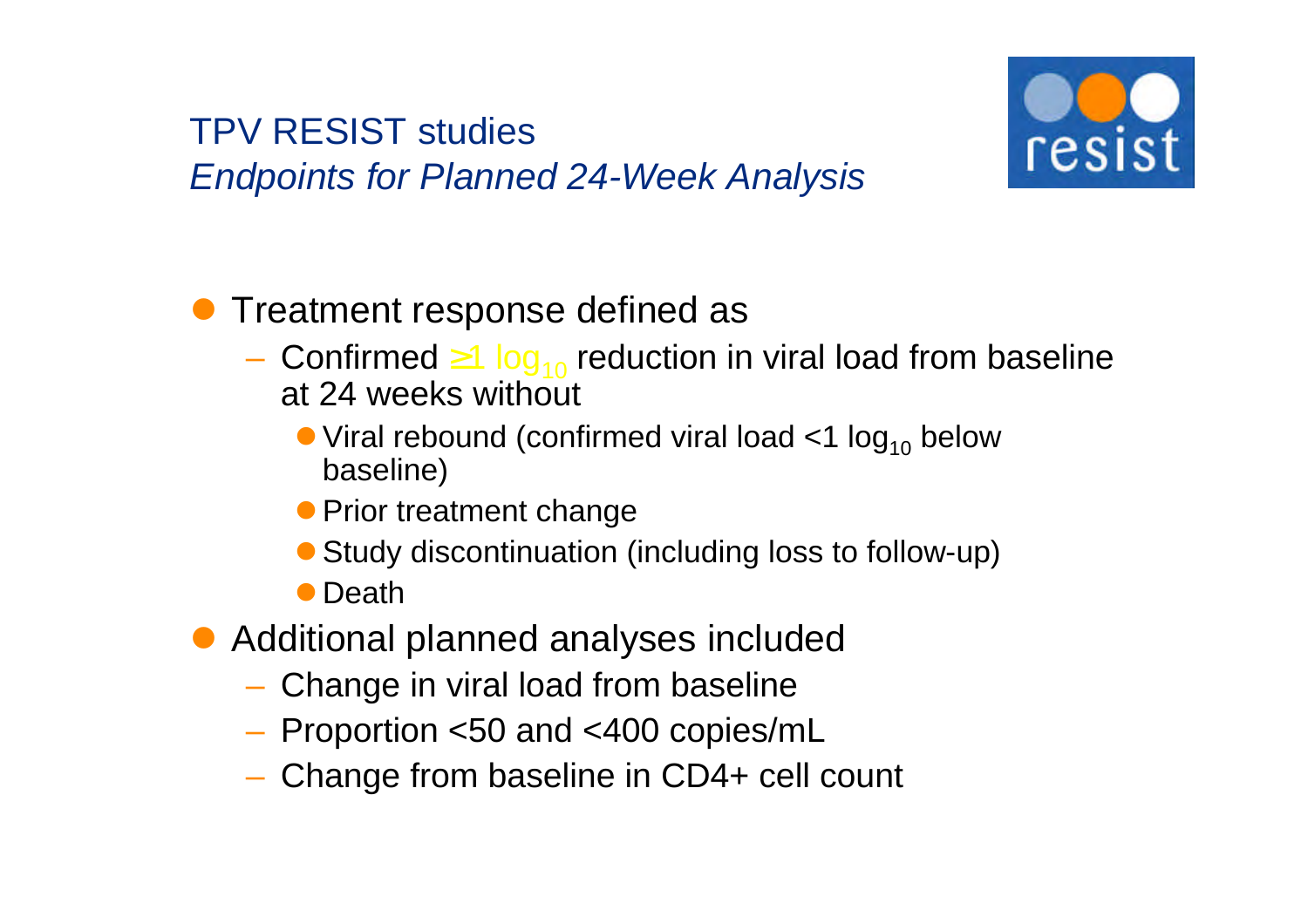# TPV RESIST studies

## *Endpoints for Planned 24-Week Analysis*

- Treatment response defined as
  - Confirmed $\geq$1 $\log_{10}$ reduction in viral load from baseline at 24 weeks without
    - Viral rebound (confirmed viral load <1 $\log_{10}$ below baseline)
    - Prior treatment change
    - Study discontinuation (including loss to follow-up)
    - Death
- Additional planned analyses included
  - Change in viral load from baseline
  - Proportion <50 and <400 copies/mL
  - Change from baseline in CD4+ cell count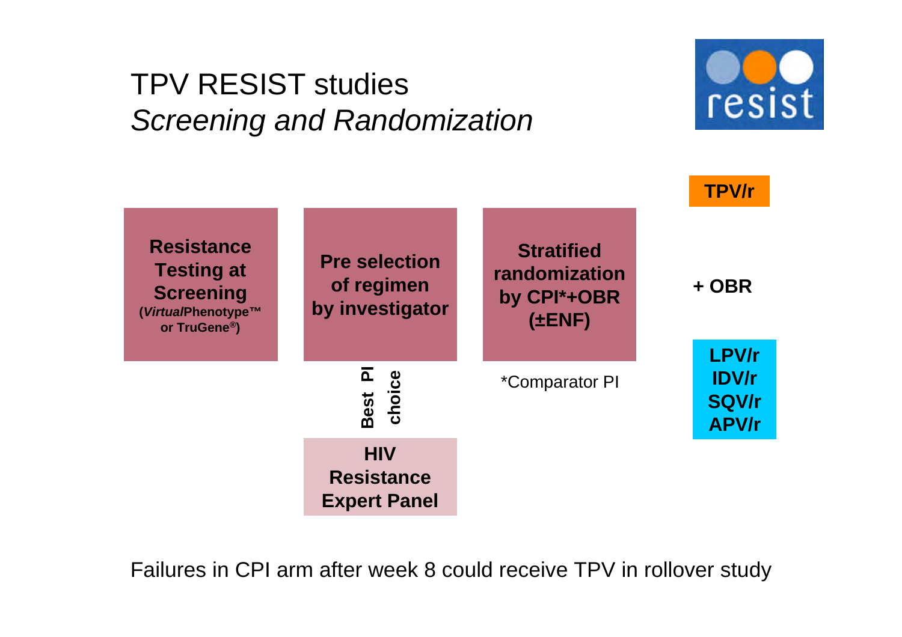# TPV RESIST studies

## *Screening and Randomization*

resist

**Resistance Testing at Screening**
**(*Virtual*Phenotype™ or TruGene®)**

**Pre selection of regimen by investigator**

**Best PI choice**

**HIV Resistance Expert Panel**

**Stratified randomization by CPI*+OBR (±ENF)**

*Comparator PI

**TPV/r**

**+ OBR**

**LPV/r**
**IDV/r**
**SQV/r**
**APV/r**

Failures in CPI arm after week 8 could receive TPV in rollover study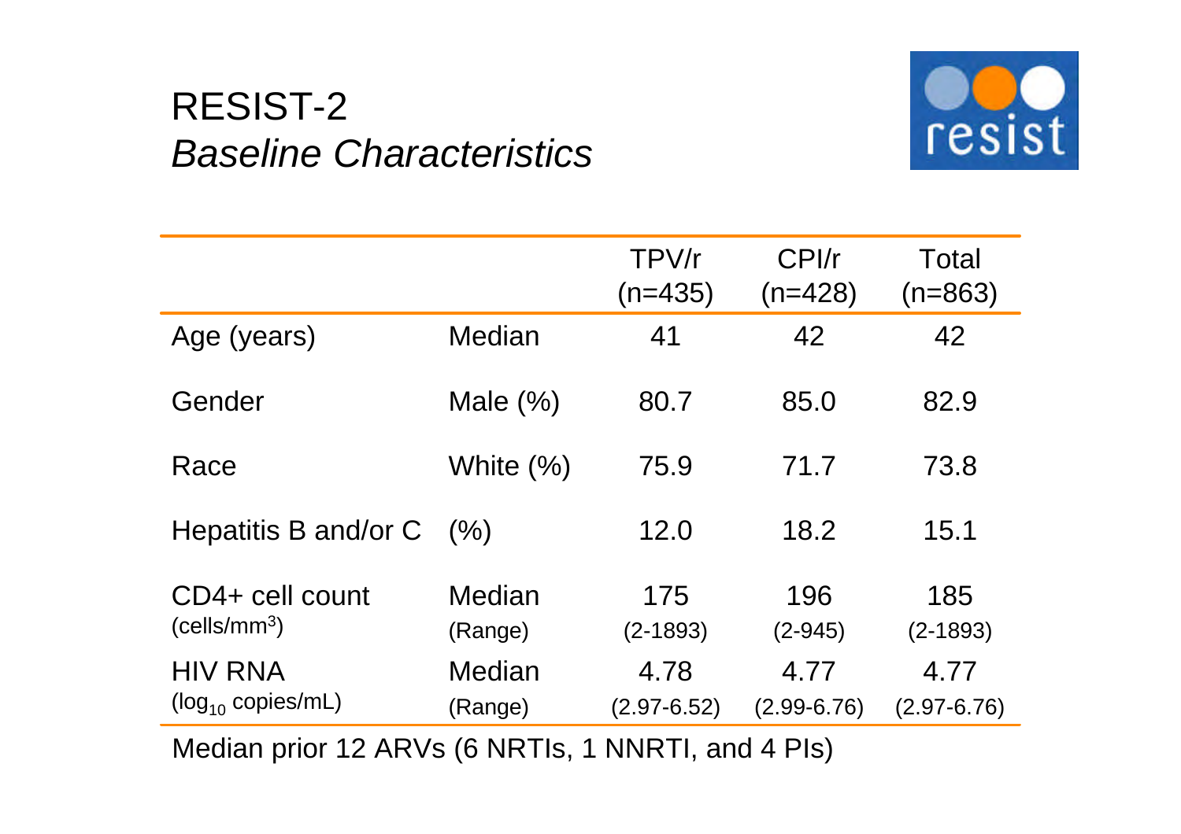# RESIST-2

## *Baseline Characteristics*

resist

| | | TPV/r (n=435) | CPI/r (n=428) | Total (n=863) |
|---|---|---|---|---|
| Age (years) | Median | 41 | 42 | 42 |
| Gender | Male (%) | 80.7 | 85.0 | 82.9 |
| Race | White (%) | 75.9 | 71.7 | 73.8 |
| Hepatitis B and/or C | (%) | 12.0 | 18.2 | 15.1 |
| CD4+ cell count (cells/$mm^3$) | Median (Range) | 175 (2-1893) | 196 (2-945) | 185 (2-1893) |
| HIV RNA ($log_{10}$ copies/mL) | Median (Range) | 4.78 (2.97-6.52) | 4.77 (2.99-6.76) | 4.77 (2.97-6.76) |

Median prior 12 ARVs (6 NRTIs, 1 NNRTI, and 4 PIs)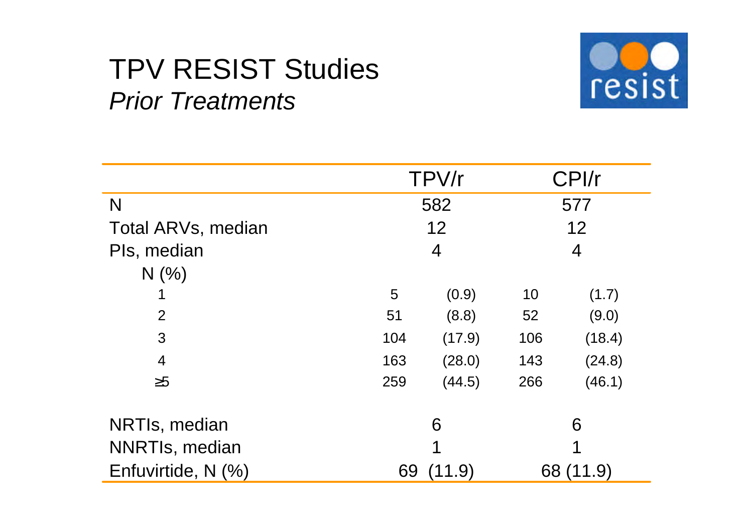# TPV RESIST Studies

*Prior Treatments*

| | TPV/r | | CPI/r | |
|---|---|---|---|---|
| N | 582 | | 577 | |
| Total ARVs, median | 12 | | 12 | |
| PIs, median | 4 | | 4 | |
| N (%) | | | | |
| 1 | 5 | (0.9) | 10 | (1.7) |
| 2 | 51 | (8.8) | 52 | (9.0) |
| 3 | 104 | (17.9) | 106 | (18.4) |
| 4 | 163 | (28.0) | 143 | (24.8) |
| ≥5 | 259 | (44.5) | 266 | (46.1) |
| NRTIs, median | 6 | | 6 | |
| NNRTIs, median | 1 | | 1 | |
| Enfuvirtide, N (%) | 69 (11.9) | | 68 (11.9) | |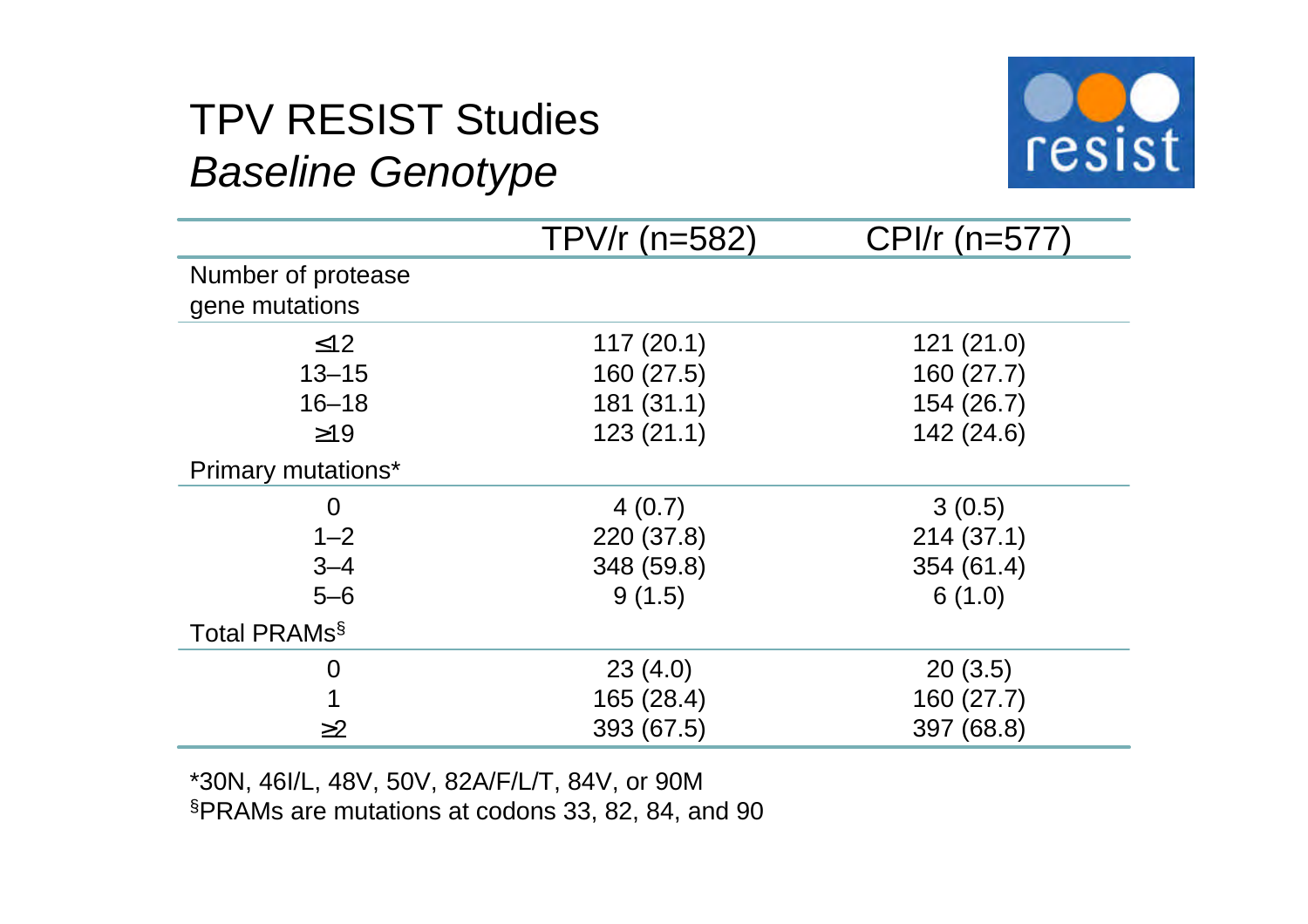# TPV RESIST Studies
## *Baseline Genotype*

| | TPV/r (n=582) | CPI/r (n=577) |
|---|---|---|
| **Number of protease gene mutations** | | |
| ≤12 | 117 (20.1) | 121 (21.0) |
| 13–15 | 160 (27.5) | 160 (27.7) |
| 16–18 | 181 (31.1) | 154 (26.7) |
| ≥19 | 123 (21.1) | 142 (24.6) |
| **Primary mutations*** | | |
| 0 | 4 (0.7) | 3 (0.5) |
| 1–2 | 220 (37.8) | 214 (37.1) |
| 3–4 | 348 (59.8) | 354 (61.4) |
| 5–6 | 9 (1.5) | 6 (1.0) |
| **Total PRAMs§** | | |
| 0 | 23 (4.0) | 20 (3.5) |
| 1 | 165 (28.4) | 160 (27.7) |
| ≥2 | 393 (67.5) | 397 (68.8) |

*30N, 46I/L, 48V, 50V, 82A/F/L/T, 84V, or 90M

§PRAMs are mutations at codons 33, 82, 84, and 90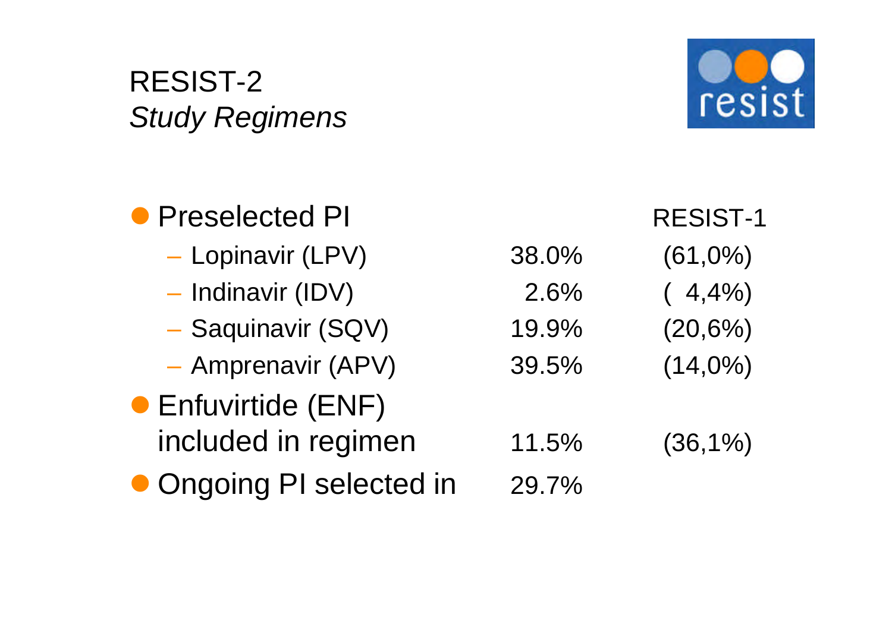# RESIST-2
## *Study Regimens*

resist

| | | RESIST-1 |
|---|---|---|
| **Preselected PI** | | |
| – Lopinavir (LPV) | 38.0% | (61,0%) |
| – Indinavir (IDV) | 2.6% | ( 4,4%) |
| – Saquinavir (SQV) | 19.9% | (20,6%) |
| – Amprenavir (APV) | 39.5% | (14,0%) |
| **Enfuvirtide (ENF) included in regimen** | 11.5% | (36,1%) |
| **Ongoing PI selected in** | 29.7% | |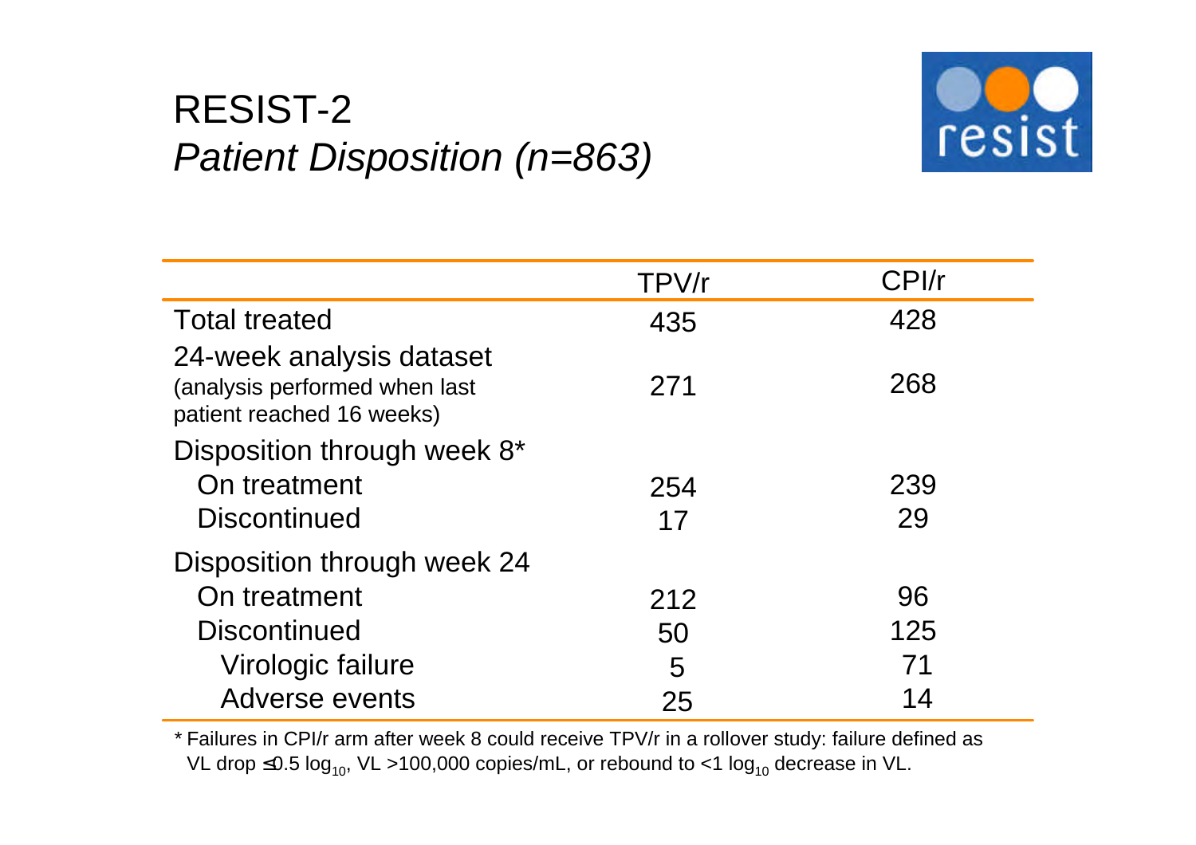# RESIST-2

## *Patient Disposition (n=863)*

| | TPV/r | CPI/r |
|---|---|---|
| Total treated | 435 | 428 |
| 24-week analysis dataset (analysis performed when last patient reached 16 weeks) | 271 | 268 |
| Disposition through week 8* | | |
| On treatment | 254 | 239 |
| Discontinued | 17 | 29 |
| Disposition through week 24 | | |
| On treatment | 212 | 96 |
| Discontinued | 50 | 125 |
| Virologic failure | 5 | 71 |
| Adverse events | 25 | 14 |

\* Failures in CPI/r arm after week 8 could receive TPV/r in a rollover study: failure defined as VL drop ≤0.5 $\log_{10}$, VL >100,000 copies/mL, or rebound to <1 $\log_{10}$ decrease in VL.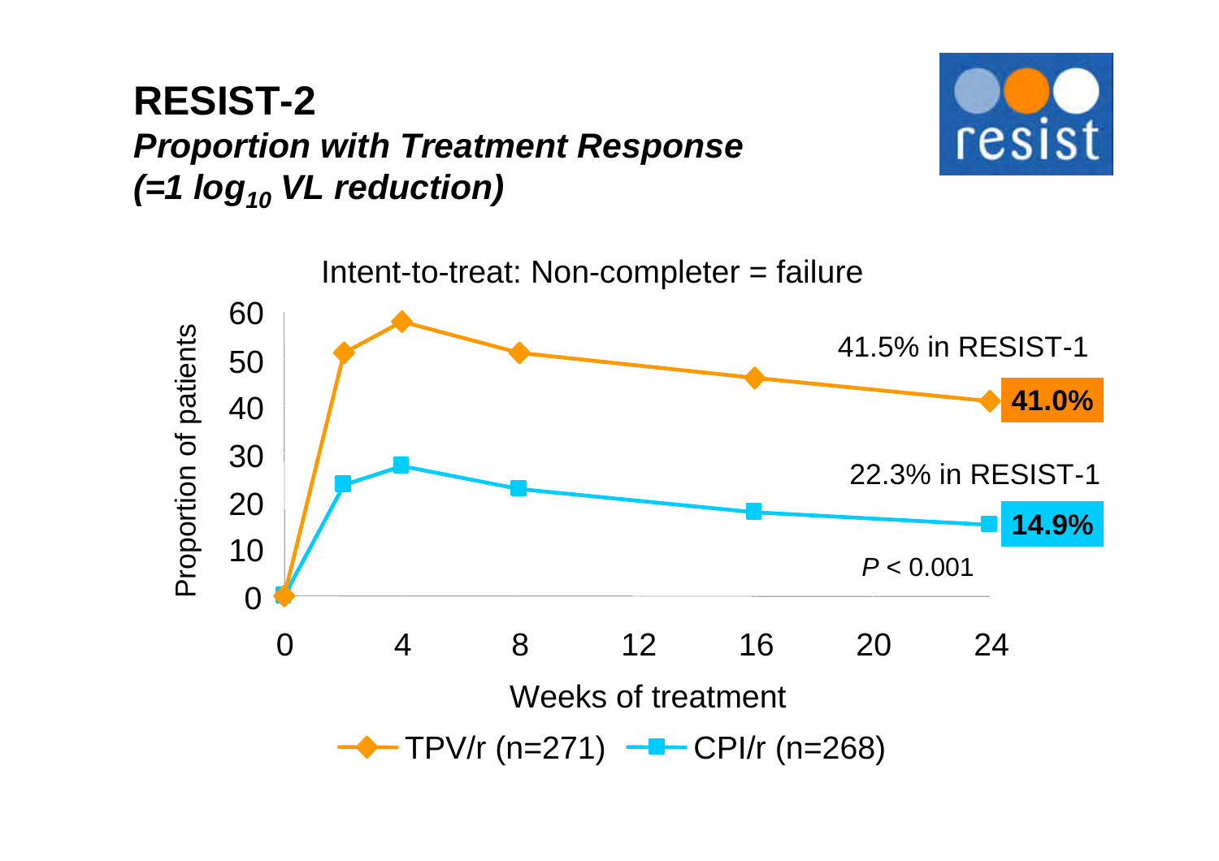# RESIST-2

***Proportion with Treatment Response***
***(=1 $log_{10}$ VL reduction)***

Intent-to-treat: Non-completer = failure

41.5% in RESIST-1

**41.0%**

22.3% in RESIST-1

**14.9%**

*P* < 0.001

Proportion of patients

Weeks of treatment

TPV/r (n=271) CPI/r (n=268)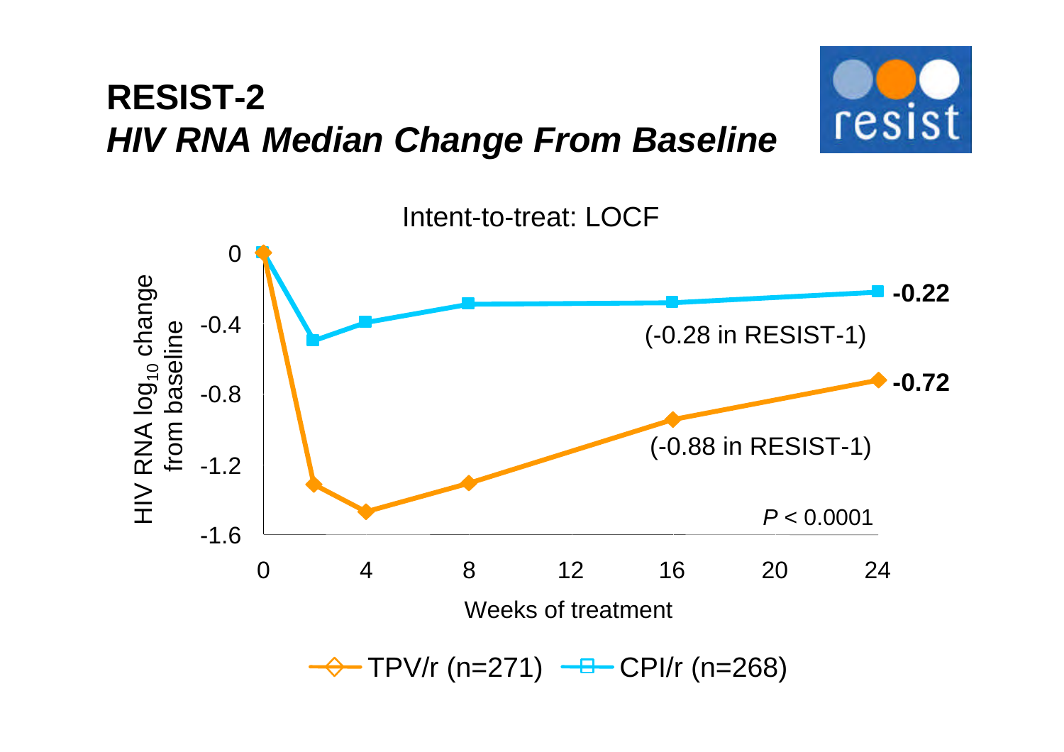# RESIST-2

## *HIV RNA Median Change From Baseline*

Intent-to-treat: LOCF

HIV RNA $log_{10}$ change from baseline

| Weeks of treatment | TPV/r (n=271) | CPI/r (n=268) |
|---|---|---|
| 24 | -0.72 (-0.88 in RESIST-1) | -0.22 (-0.28 in RESIST-1) |

$P < 0.0001$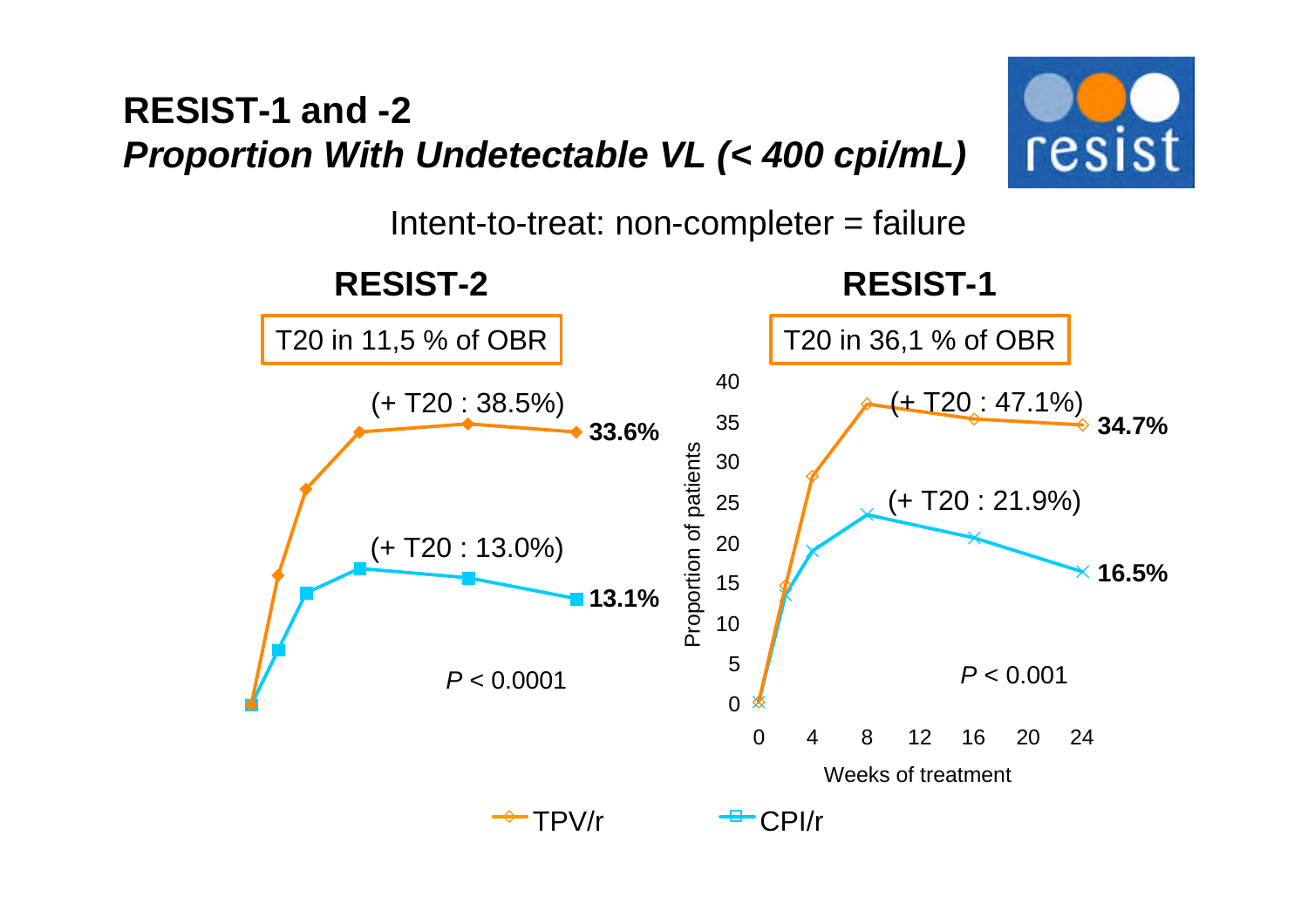# RESIST-1 and -2

## *Proportion With Undetectable VL (< 400 cpi/mL)*

Intent-to-treat: non-completer = failure

### RESIST-2

T20 in 11,5 % of OBR

- TPV/r: 33.6% (+ T20 : 38.5%)
- CPI/r: 13.1% (+ T20 : 13.0%)

*P* < 0.0001

### RESIST-1

T20 in 36,1 % of OBR

- TPV/r: 34.7% (+ T20 : 47.1%)
- CPI/r: 16.5% (+ T20 : 21.9%)

*P* < 0.001

Proportion of patients (0–40) vs. Weeks of treatment (0, 4, 8, 12, 16, 20, 24)

TPV/r — CPI/r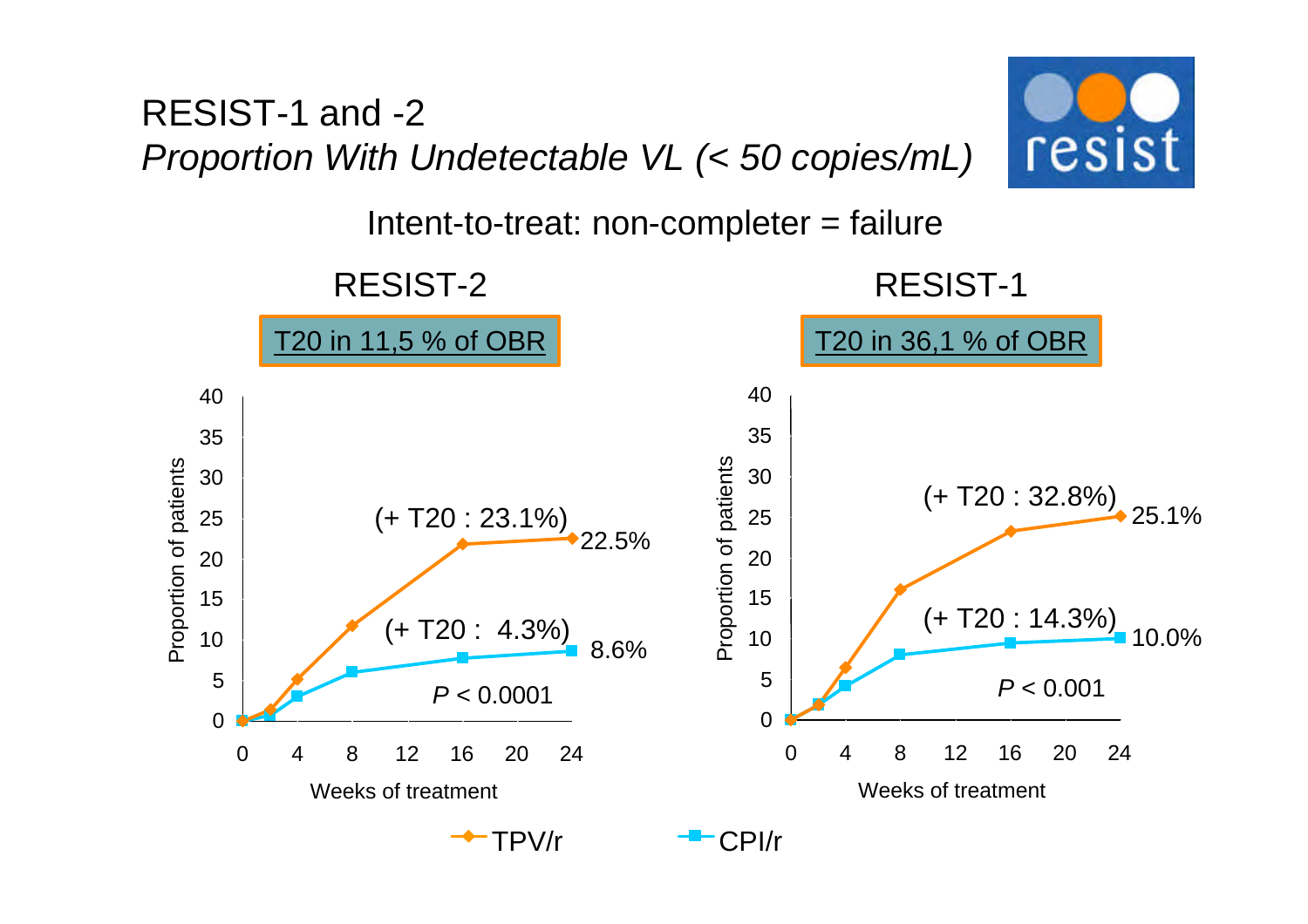# RESIST-1 and -2

## *Proportion With Undetectable VL (< 50 copies/mL)*

resist

Intent-to-treat: non-completer = failure

### RESIST-2

T20 in 11,5 % of OBR

- TPV/r: 22.5% (+ T20 : 23.1%)
- CPI/r: 8.6% (+ T20 : 4.3%)
- $P < 0.0001$

### RESIST-1

T20 in 36,1 % of OBR

- TPV/r: 25.1% (+ T20 : 32.8%)
- CPI/r: 10.0% (+ T20 : 14.3%)
- $P < 0.001$

Proportion of patients (y-axis: 0–40) vs. Weeks of treatment (x-axis: 0, 4, 8, 12, 16, 20, 24)

Legend: TPV/r, CPI/r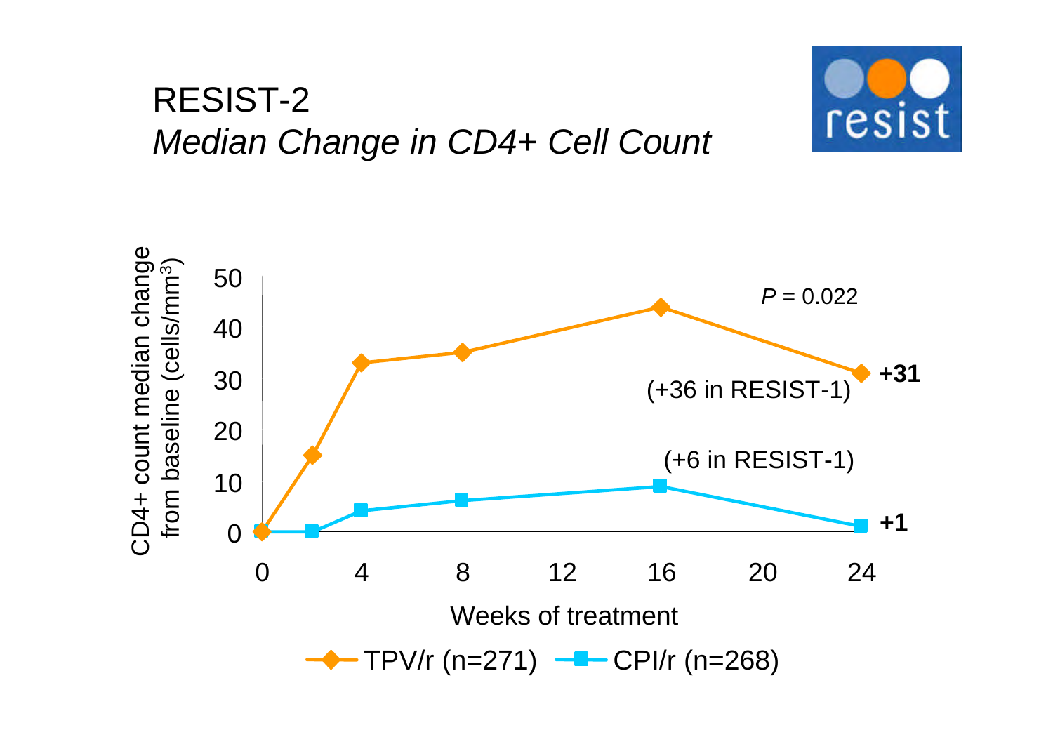# RESIST-2

## *Median Change in CD4+ Cell Count*

resist

CD4+ count median change from baseline (cells/$mm^3$)

$P$ = 0.022

**+31** (+36 in RESIST-1)

**+1** (+6 in RESIST-1)

Weeks of treatment

TPV/r (n=271) — CPI/r (n=268)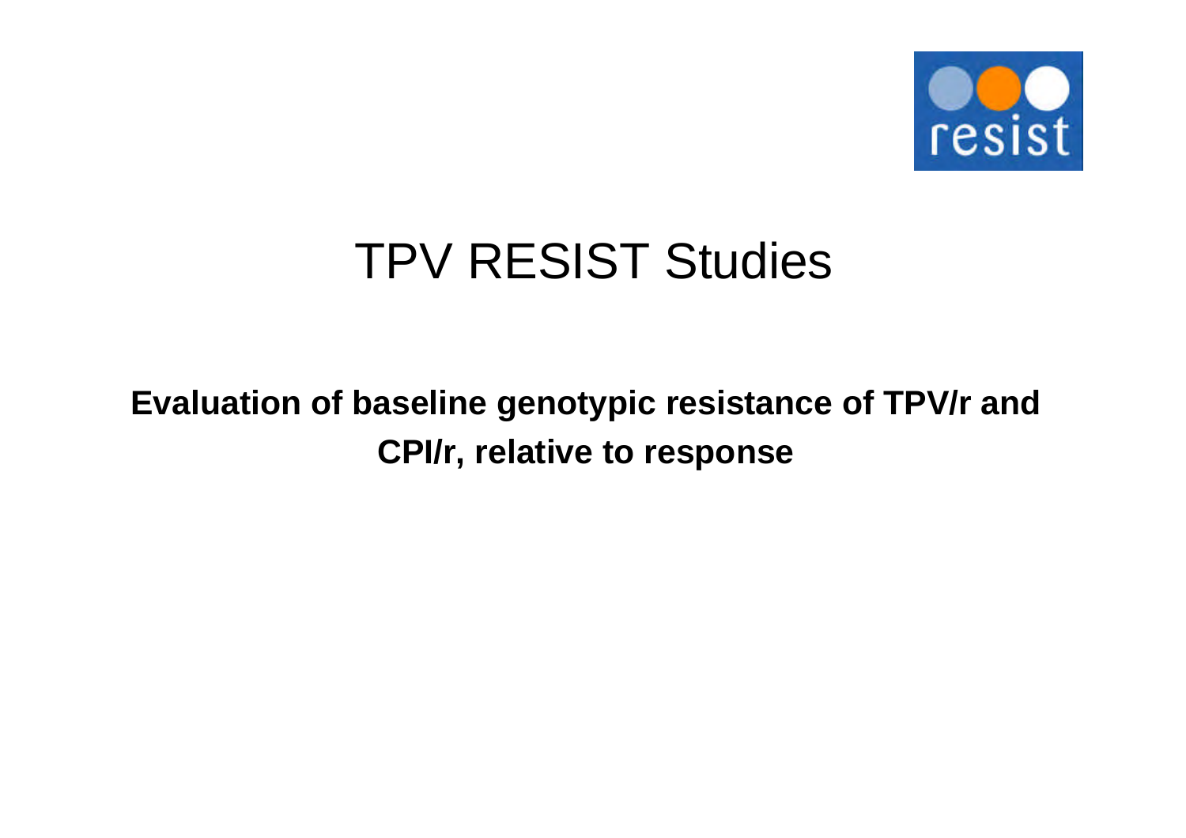# TPV RESIST Studies

**Evaluation of baseline genotypic resistance of TPV/r and CPI/r, relative to response**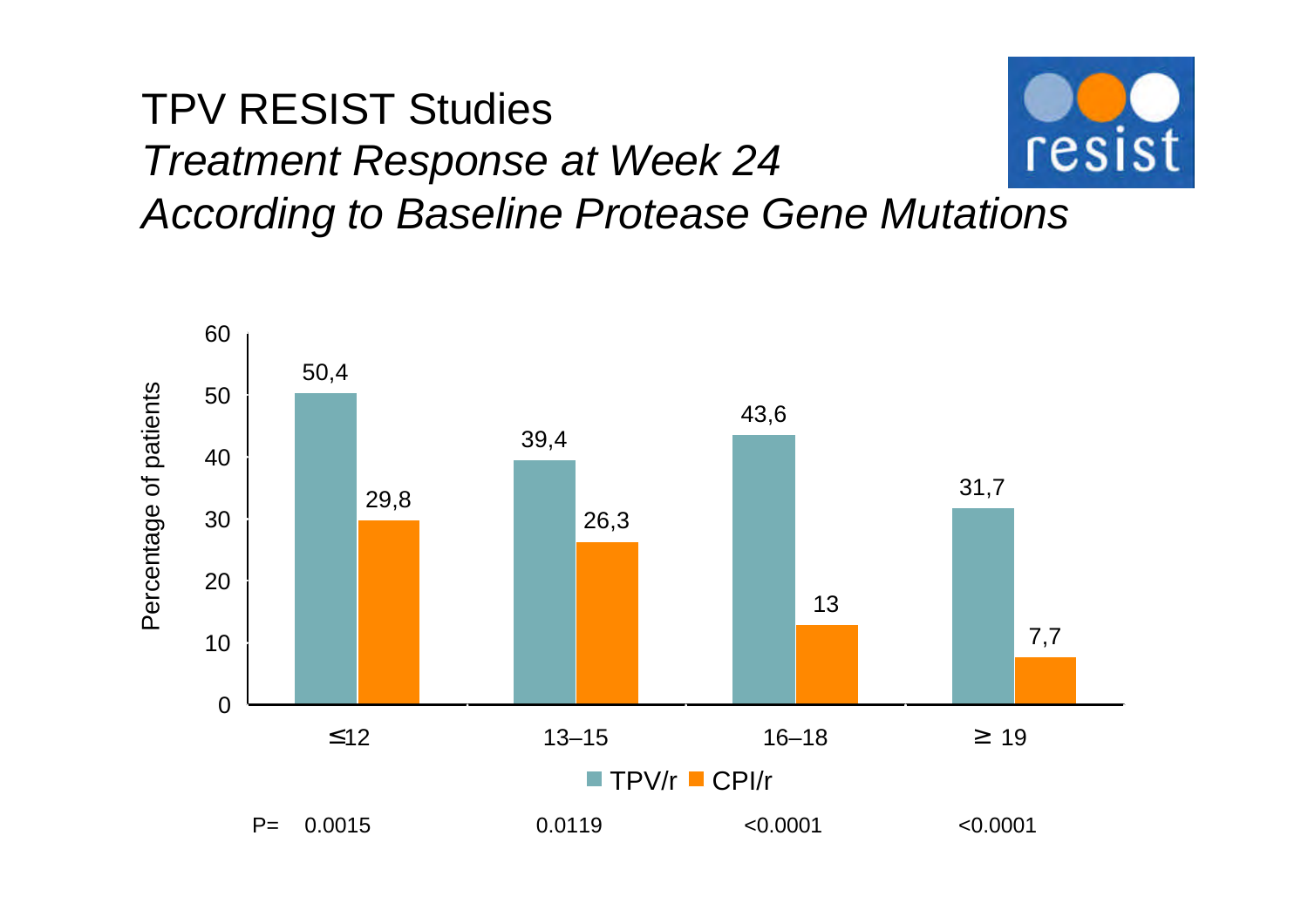# TPV RESIST Studies

*Treatment Response at Week 24*

*According to Baseline Protease Gene Mutations*

| Number of mutations | TPV/r (%) | CPI/r (%) | P= |
| --- | --- | --- | --- |
| ≤12 | 50,4 | 29,8 | 0.0015 |
| 13–15 | 39,4 | 26,3 | 0.0119 |
| 16–18 | 43,6 | 13 | <0.0001 |
| ≥ 19 | 31,7 | 7,7 | <0.0001 |

Percentage of patients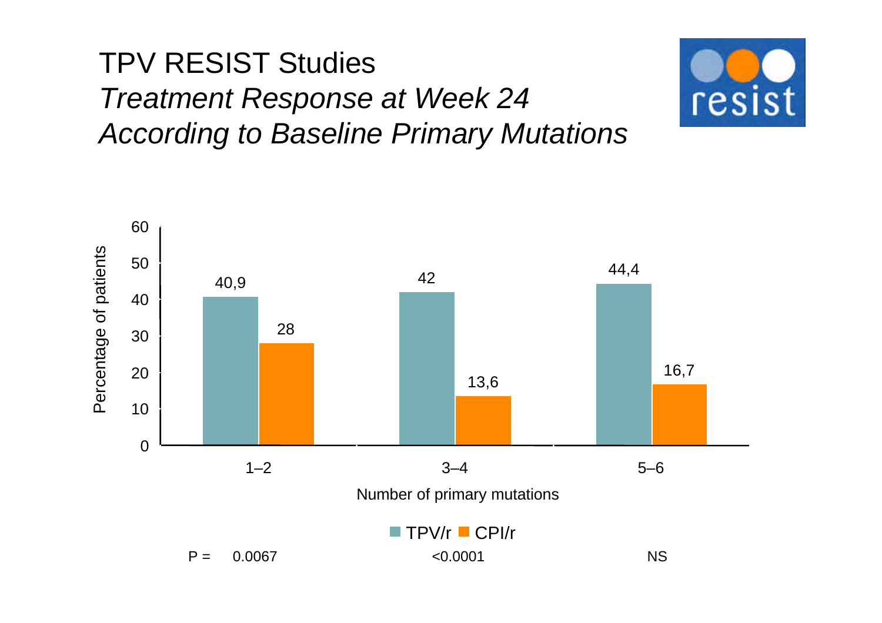# TPV RESIST Studies

## *Treatment Response at Week 24 According to Baseline Primary Mutations*

resist

| Number of primary mutations | TPV/r (% of patients) | CPI/r (% of patients) | P |
|---|---|---|---|
| 1–2 | 40,9 | 28 | 0.0067 |
| 3–4 | 42 | 13,6 | <0.0001 |
| 5–6 | 44,4 | 16,7 | NS |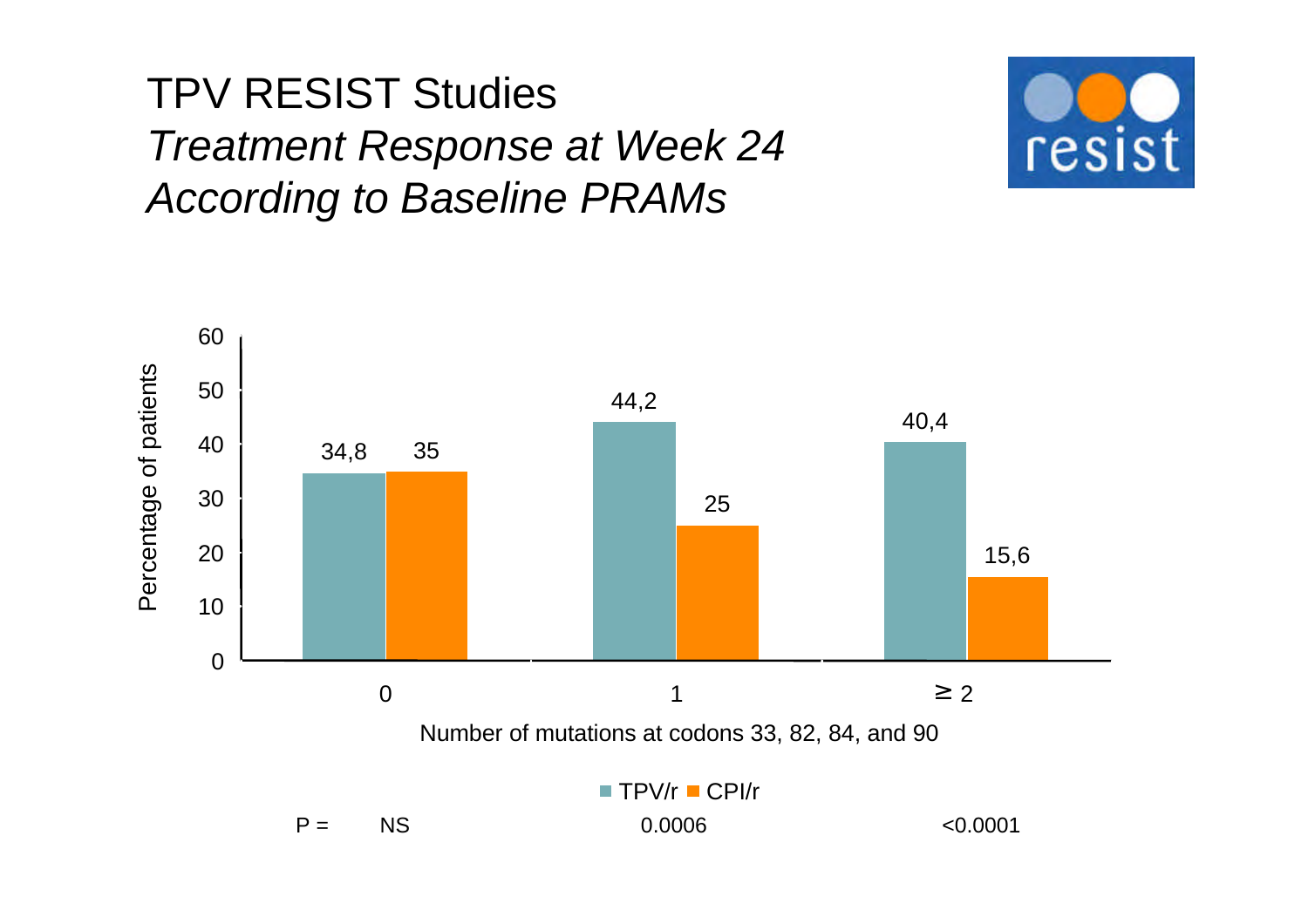# TPV RESIST Studies

## *Treatment Response at Week 24 According to Baseline PRAMs*

resist

| Number of mutations at codons 33, 82, 84, and 90 | TPV/r | CPI/r | P = |
| --- | --- | --- | --- |
| 0 | 34,8 | 35 | NS |
| 1 | 44,2 | 25 | 0.0006 |
| ≥ 2 | 40,4 | 15,6 | <0.0001 |

Percentage of patients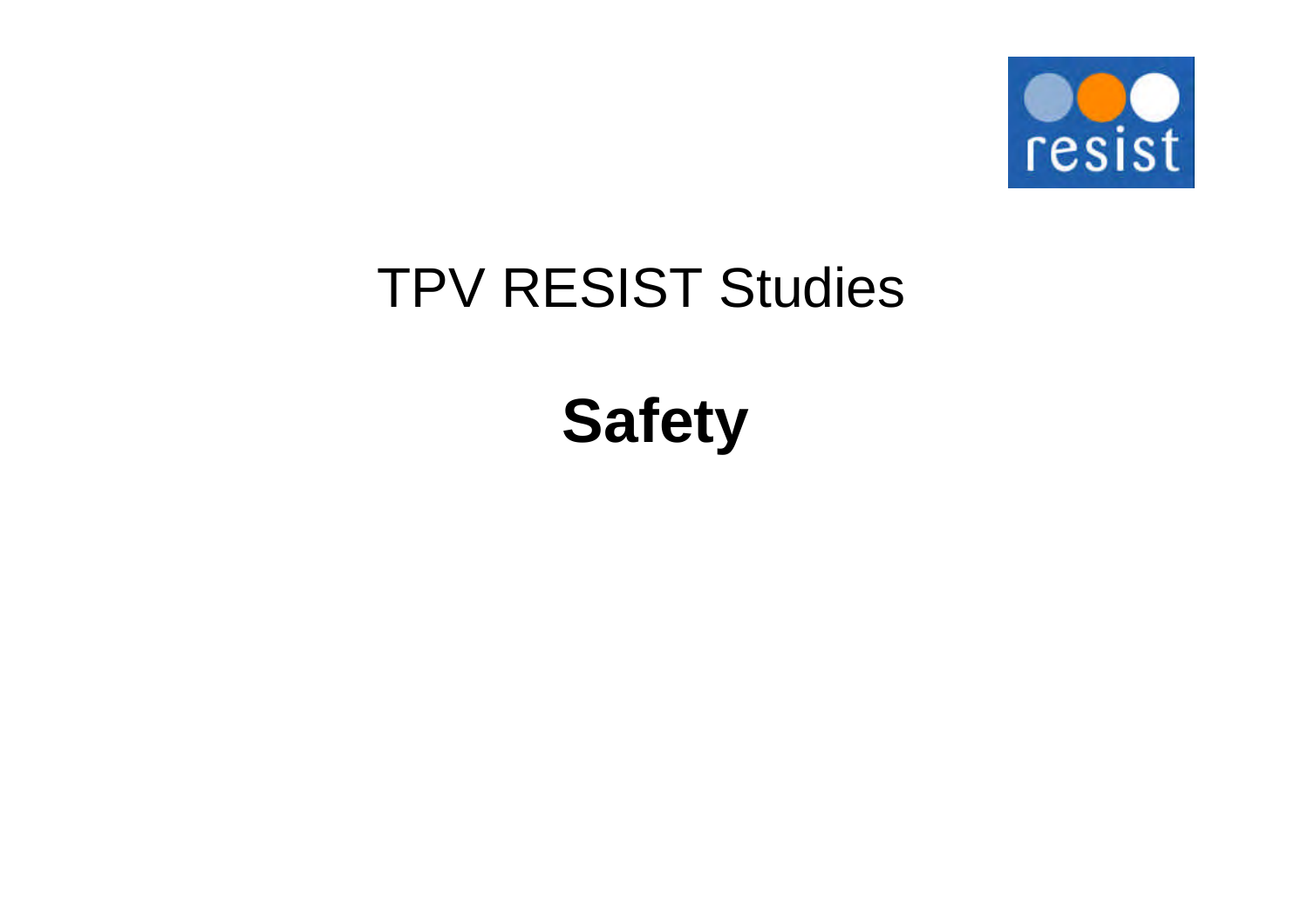resist

# TPV RESIST Studies

# **Safety**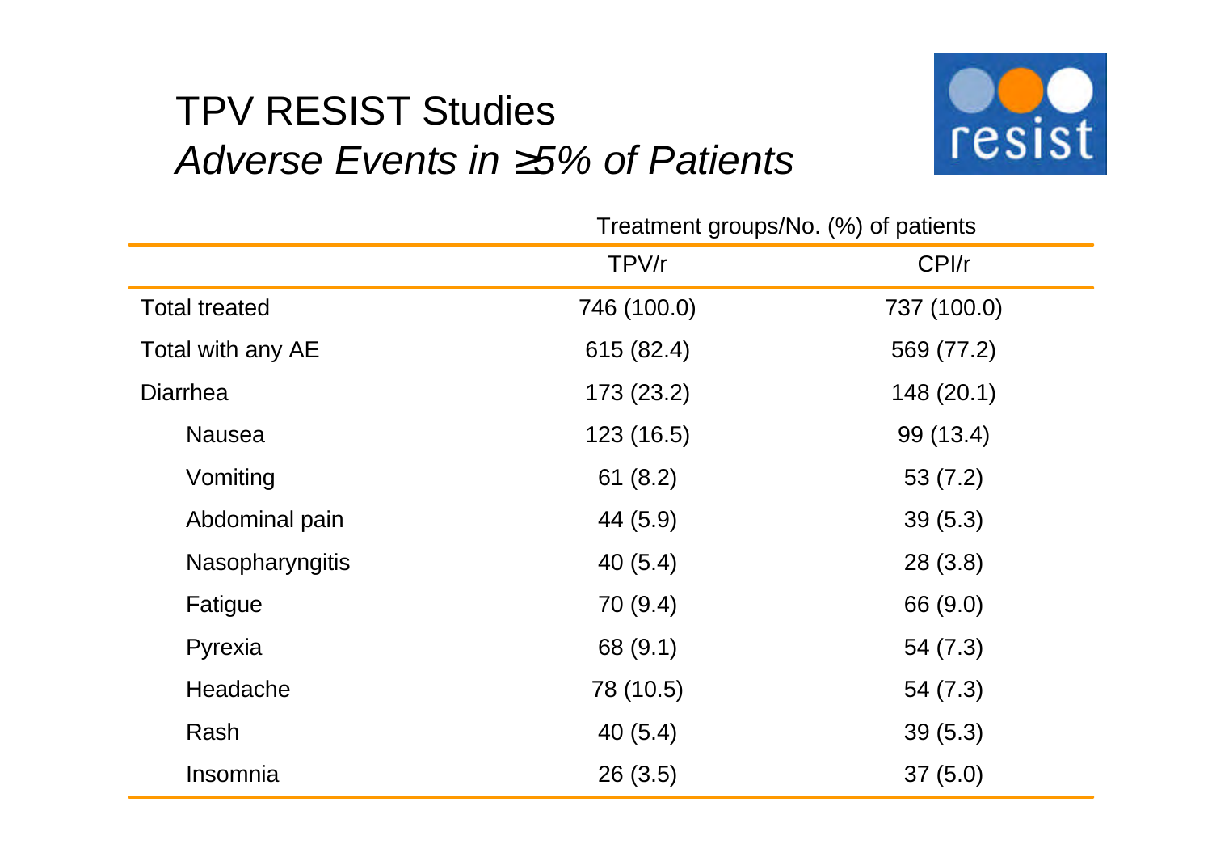# TPV RESIST Studies

## *Adverse Events in ≥5% of Patients*

|  | Treatment groups/No. (%) of patients |  |
|---|---|---|
|  | TPV/r | CPI/r |
| Total treated | 746 (100.0) | 737 (100.0) |
| Total with any AE | 615 (82.4) | 569 (77.2) |
| Diarrhea | 173 (23.2) | 148 (20.1) |
| Nausea | 123 (16.5) | 99 (13.4) |
| Vomiting | 61 (8.2) | 53 (7.2) |
| Abdominal pain | 44 (5.9) | 39 (5.3) |
| Nasopharyngitis | 40 (5.4) | 28 (3.8) |
| Fatigue | 70 (9.4) | 66 (9.0) |
| Pyrexia | 68 (9.1) | 54 (7.3) |
| Headache | 78 (10.5) | 54 (7.3) |
| Rash | 40 (5.4) | 39 (5.3) |
| Insomnia | 26 (3.5) | 37 (5.0) |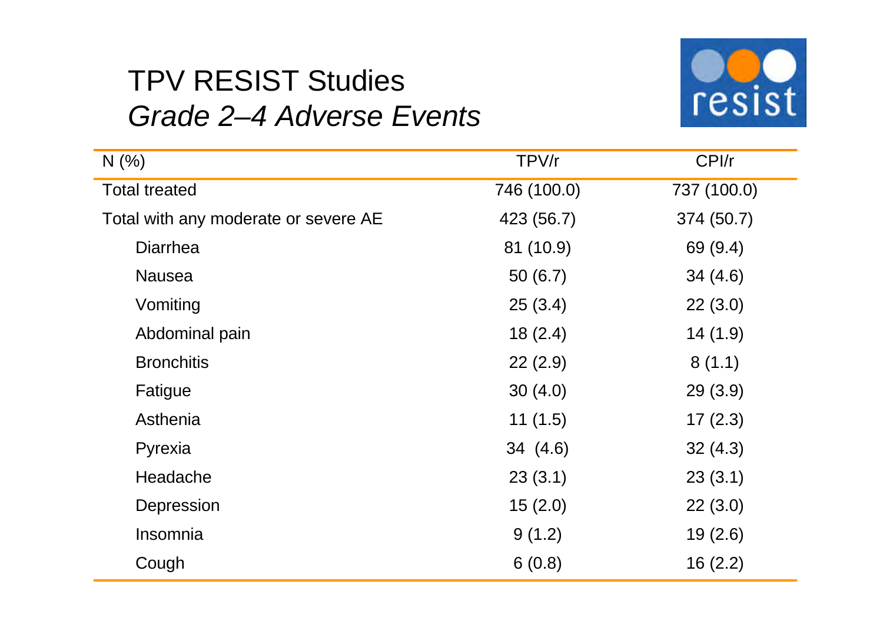# TPV RESIST Studies
## *Grade 2–4 Adverse Events*

| N (%) | TPV/r | CPI/r |
|---|---|---|
| Total treated | 746 (100.0) | 737 (100.0) |
| Total with any moderate or severe AE | 423 (56.7) | 374 (50.7) |
| Diarrhea | 81 (10.9) | 69 (9.4) |
| Nausea | 50 (6.7) | 34 (4.6) |
| Vomiting | 25 (3.4) | 22 (3.0) |
| Abdominal pain | 18 (2.4) | 14 (1.9) |
| Bronchitis | 22 (2.9) | 8 (1.1) |
| Fatigue | 30 (4.0) | 29 (3.9) |
| Asthenia | 11 (1.5) | 17 (2.3) |
| Pyrexia | 34 (4.6) | 32 (4.3) |
| Headache | 23 (3.1) | 23 (3.1) |
| Depression | 15 (2.0) | 22 (3.0) |
| Insomnia | 9 (1.2) | 19 (2.6) |
| Cough | 6 (0.8) | 16 (2.2) |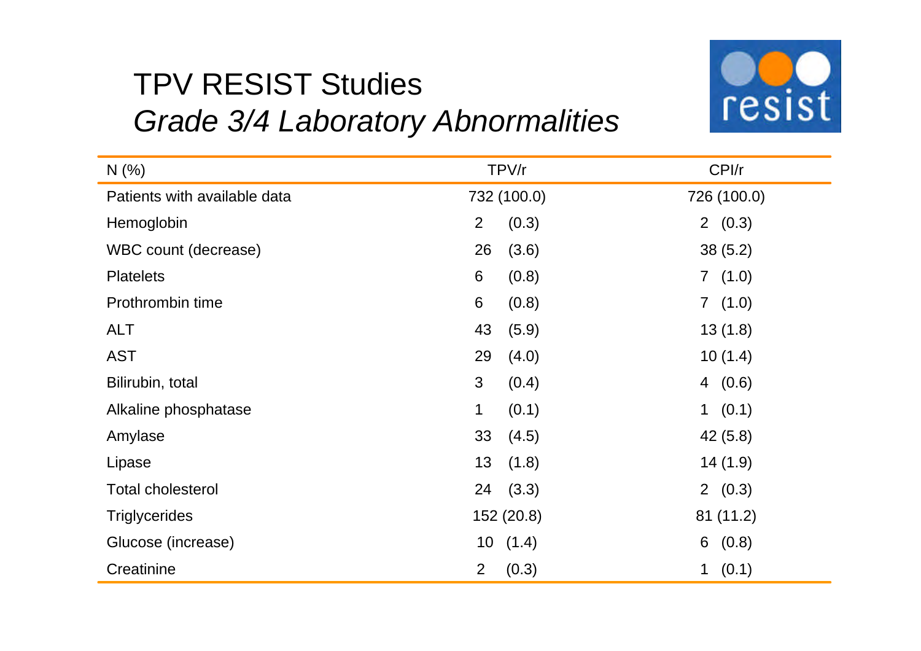# TPV RESIST Studies
## *Grade 3/4 Laboratory Abnormalities*

| N (%) | TPV/r | CPI/r |
|---|---|---|
| Patients with available data | 732 (100.0) | 726 (100.0) |
| Hemoglobin | 2 (0.3) | 2 (0.3) |
| WBC count (decrease) | 26 (3.6) | 38 (5.2) |
| Platelets | 6 (0.8) | 7 (1.0) |
| Prothrombin time | 6 (0.8) | 7 (1.0) |
| ALT | 43 (5.9) | 13 (1.8) |
| AST | 29 (4.0) | 10 (1.4) |
| Bilirubin, total | 3 (0.4) | 4 (0.6) |
| Alkaline phosphatase | 1 (0.1) | 1 (0.1) |
| Amylase | 33 (4.5) | 42 (5.8) |
| Lipase | 13 (1.8) | 14 (1.9) |
| Total cholesterol | 24 (3.3) | 2 (0.3) |
| Triglycerides | 152 (20.8) | 81 (11.2) |
| Glucose (increase) | 10 (1.4) | 6 (0.8) |
| Creatinine | 2 (0.3) | 1 (0.1) |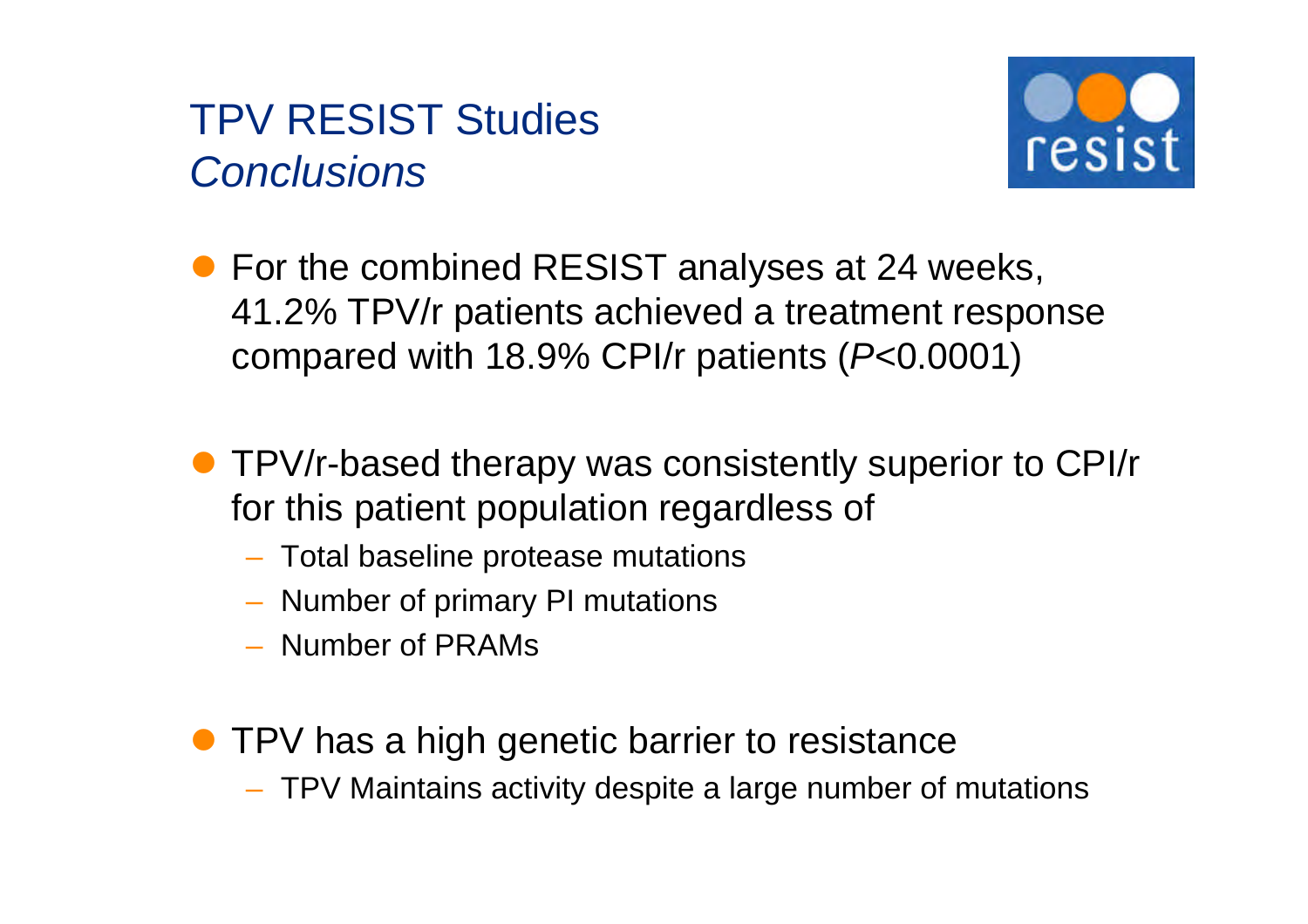# TPV RESIST Studies
## *Conclusions*

resist

- For the combined RESIST analyses at 24 weeks, 41.2% TPV/r patients achieved a treatment response compared with 18.9% CPI/r patients (*P*<0.0001)

- TPV/r-based therapy was consistently superior to CPI/r for this patient population regardless of
  - Total baseline protease mutations
  - Number of primary PI mutations
  - Number of PRAMs

- TPV has a high genetic barrier to resistance
  - TPV Maintains activity despite a large number of mutations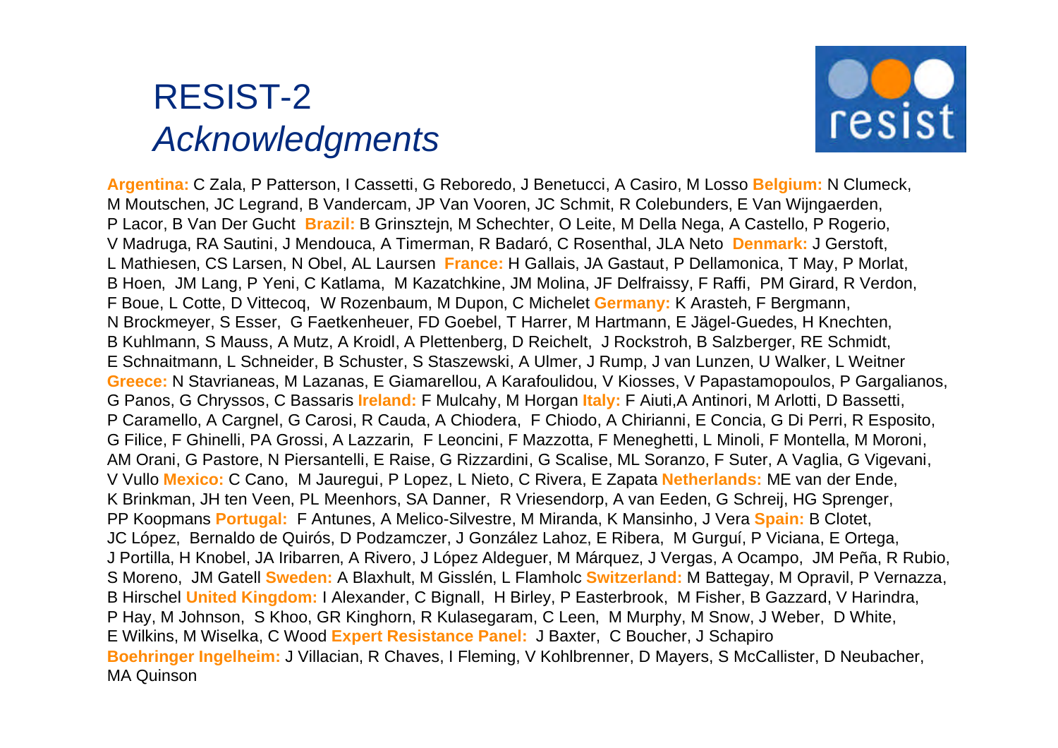# RESIST-2

## *Acknowledgments*

**Argentina:** C Zala, P Patterson, I Cassetti, G Reboredo, J Benetucci, A Casiro, M Losso **Belgium:** N Clumeck, M Moutschen, JC Legrand, B Vandercam, JP Van Vooren, JC Schmit, R Colebunders, E Van Wijngaerden, P Lacor, B Van Der Gucht **Brazil:** B Grinsztejn, M Schechter, O Leite, M Della Nega, A Castello, P Rogerio, V Madruga, RA Sautini, J Mendouca, A Timerman, R Badaró, C Rosenthal, JLA Neto **Denmark:** J Gerstoft, L Mathiesen, CS Larsen, N Obel, AL Laursen **France:** H Gallais, JA Gastaut, P Dellamonica, T May, P Morlat, B Hoen, JM Lang, P Yeni, C Katlama, M Kazatchkine, JM Molina, JF Delfraissy, F Raffi, PM Girard, R Verdon, F Boue, L Cotte, D Vittecoq, W Rozenbaum, M Dupon, C Michelet **Germany:** K Arasteh, F Bergmann, N Brockmeyer, S Esser, G Faetkenheuer, FD Goebel, T Harrer, M Hartmann, E Jägel-Guedes, H Knechten, B Kuhlmann, S Mauss, A Mutz, A Kroidl, A Plettenberg, D Reichelt, J Rockstroh, B Salzberger, RE Schmidt, E Schnaitmann, L Schneider, B Schuster, S Staszewski, A Ulmer, J Rump, J van Lunzen, U Walker, L Weitner **Greece:** N Stavrianeas, M Lazanas, E Giamarellou, A Karafoulidou, V Kiosses, V Papastamopoulos, P Gargalianos, G Panos, G Chryssos, C Bassaris **Ireland:** F Mulcahy, M Horgan **Italy:** F Aiuti,A Antinori, M Arlotti, D Bassetti, P Caramello, A Cargnel, G Carosi, R Cauda, A Chiodera, F Chiodo, A Chirianni, E Concia, G Di Perri, R Esposito, G Filice, F Ghinelli, PA Grossi, A Lazzarin, F Leoncini, F Mazzotta, F Meneghetti, L Minoli, F Montella, M Moroni, AM Orani, G Pastore, N Piersantelli, E Raise, G Rizzardini, G Scalise, ML Soranzo, F Suter, A Vaglia, G Vigevani, V Vullo **Mexico:** C Cano, M Jauregui, P Lopez, L Nieto, C Rivera, E Zapata **Netherlands:** ME van der Ende, K Brinkman, JH ten Veen, PL Meenhors, SA Danner, R Vriesendorp, A van Eeden, G Schreij, HG Sprenger, PP Koopmans **Portugal:** F Antunes, A Melico-Silvestre, M Miranda, K Mansinho, J Vera **Spain:** B Clotet, JC López, Bernaldo de Quirós, D Podzamczer, J González Lahoz, E Ribera, M Gurguí, P Viciana, E Ortega, J Portilla, H Knobel, JA Iribarren, A Rivero, J López Aldeguer, M Márquez, J Vergas, A Ocampo, JM Peña, R Rubio, S Moreno, JM Gatell **Sweden:** A Blaxhult, M Gisslén, L Flamholc **Switzerland:** M Battegay, M Opravil, P Vernazza, B Hirschel **United Kingdom:** I Alexander, C Bignall, H Birley, P Easterbrook, M Fisher, B Gazzard, V Harindra, P Hay, M Johnson, S Khoo, GR Kinghorn, R Kulasegaram, C Leen, M Murphy, M Snow, J Weber, D White, E Wilkins, M Wiselka, C Wood **Expert Resistance Panel:** J Baxter, C Boucher, J Schapiro **Boehringer Ingelheim:** J Villacian, R Chaves, I Fleming, V Kohlbrenner, D Mayers, S McCallister, D Neubacher, MA Quinson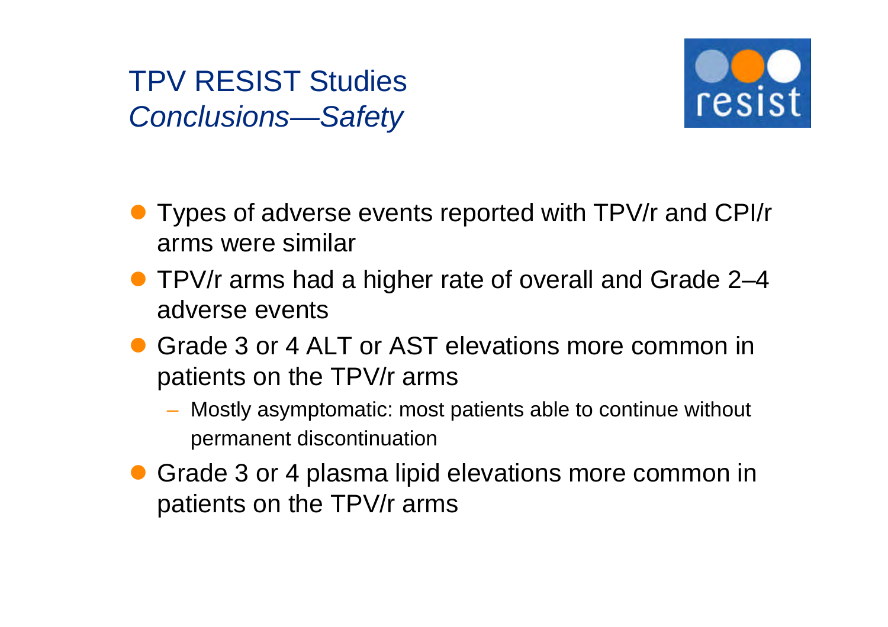# TPV RESIST Studies
## *Conclusions—Safety*

resist

- Types of adverse events reported with TPV/r and CPI/r arms were similar
- TPV/r arms had a higher rate of overall and Grade 2–4 adverse events
- Grade 3 or 4 ALT or AST elevations more common in patients on the TPV/r arms
  - Mostly asymptomatic: most patients able to continue without permanent discontinuation
- Grade 3 or 4 plasma lipid elevations more common in patients on the TPV/r arms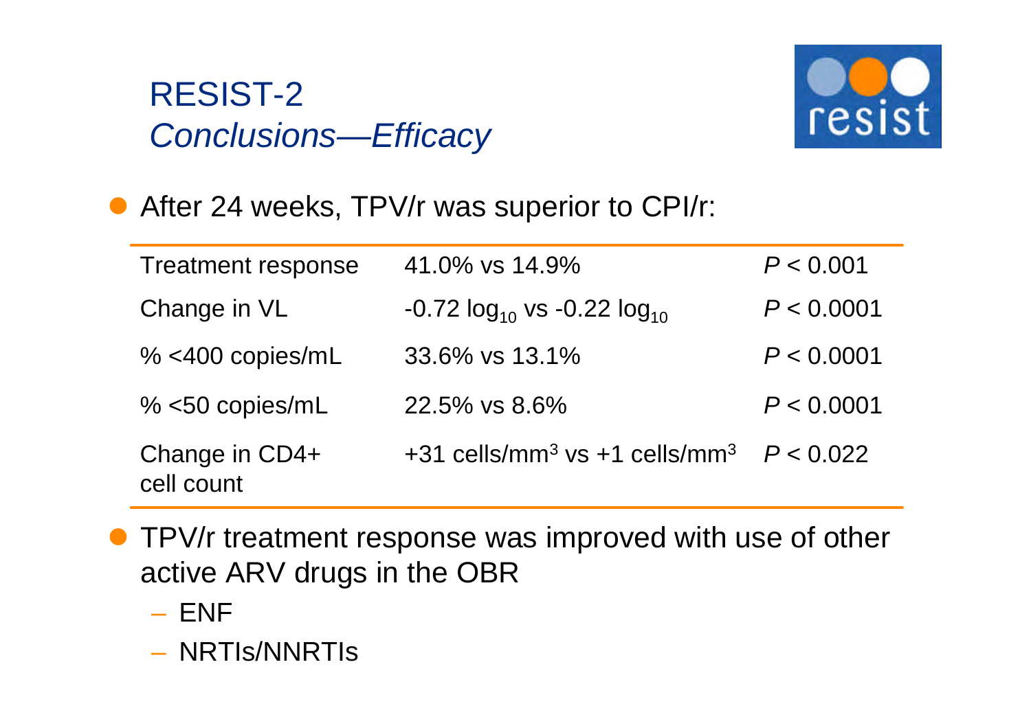# RESIST-2

## *Conclusions—Efficacy*

- After 24 weeks, TPV/r was superior to CPI/r:

| | | |
|---|---|---|
| Treatment response | 41.0% vs 14.9% | $P < 0.001$ |
| Change in VL | $-0.72 \log_{10}$ vs $-0.22 \log_{10}$ | $P < 0.0001$ |
| % <400 copies/mL | 33.6% vs 13.1% | $P < 0.0001$ |
| % <50 copies/mL | 22.5% vs 8.6% | $P < 0.0001$ |
| Change in CD4+ cell count | +31 cells/$mm^3$ vs +1 cells/$mm^3$ | $P < 0.022$ |

- TPV/r treatment response was improved with use of other active ARV drugs in the OBR
  - ENF
  - NRTIs/NNRTIs